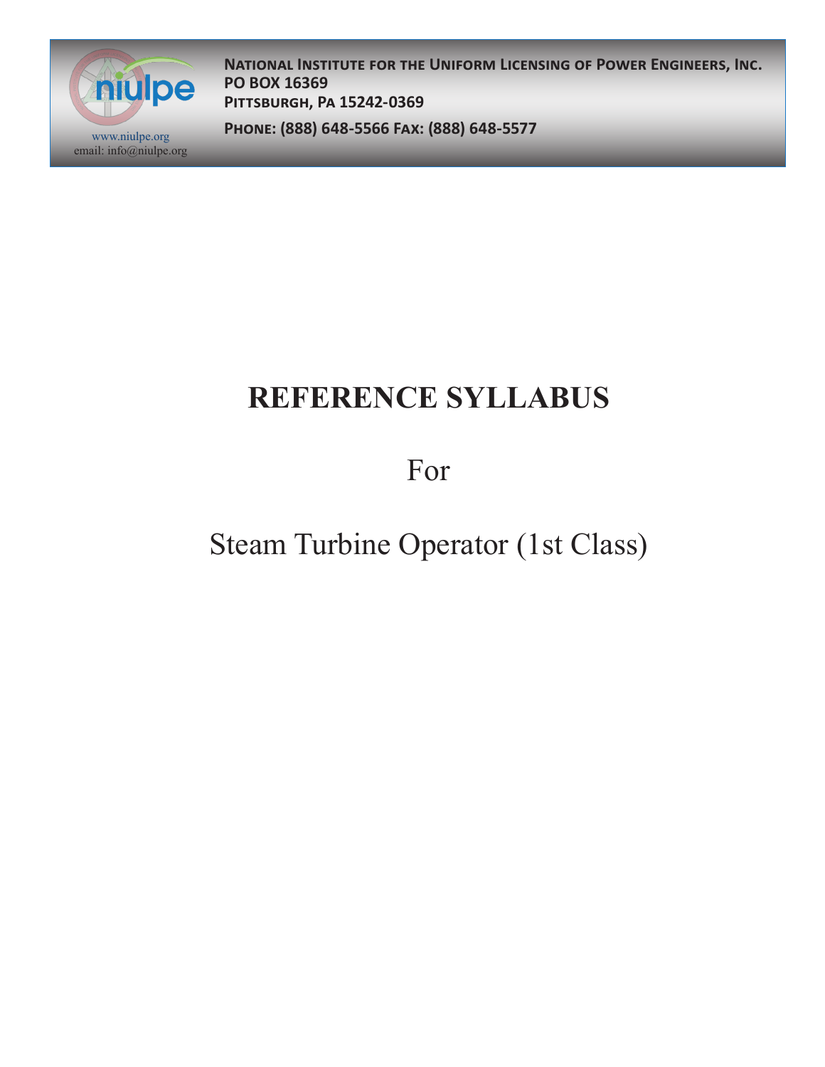www.niulpe.org
email: info@niulpe.org

**NATIONAL INSTITUTE FOR THE UNIFORM LICENSING OF POWER ENGINEERS, INC.**
**PO BOX 16369**
**PITTSBURGH, PA 15242-0369**

**PHONE: (888) 648-5566 FAX: (888) 648-5577**

# REFERENCE SYLLABUS

For

Steam Turbine Operator (1st Class)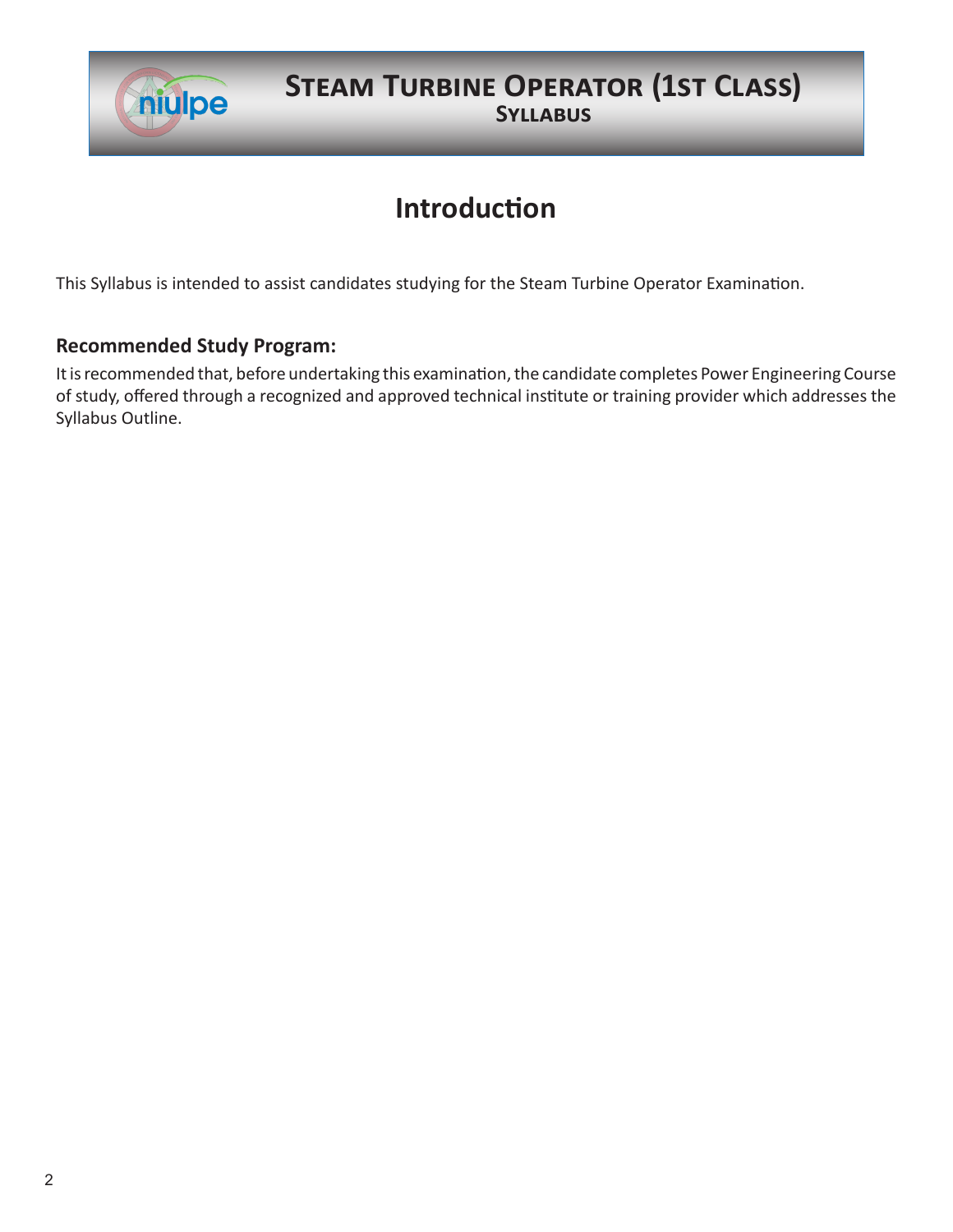# Steam Turbine Operator (1st Class)

## Syllabus

## Introduction

This Syllabus is intended to assist candidates studying for the Steam Turbine Operator Examination.

### Recommended Study Program:

It is recommended that, before undertaking this examination, the candidate completes Power Engineering Course of study, offered through a recognized and approved technical institute or training provider which addresses the Syllabus Outline.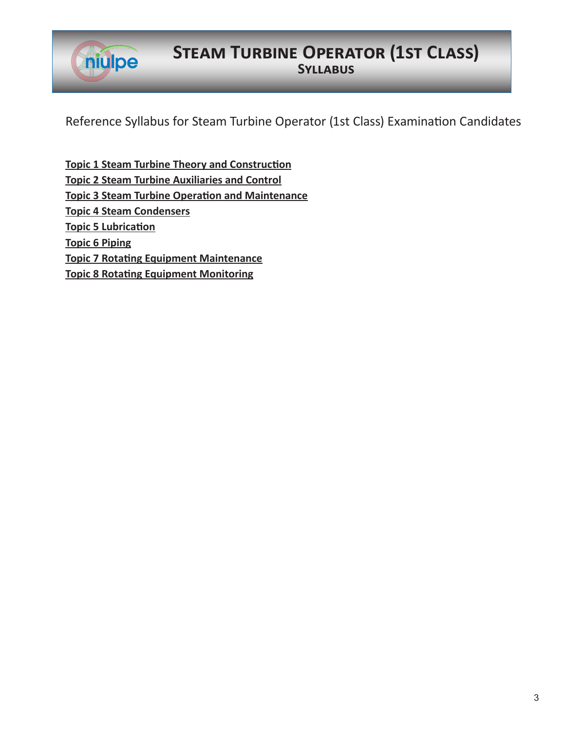# Steam Turbine Operator (1st Class)

## Syllabus

Reference Syllabus for Steam Turbine Operator (1st Class) Examination Candidates

**Topic 1 Steam Turbine Theory and Construction**
**Topic 2 Steam Turbine Auxiliaries and Control**
**Topic 3 Steam Turbine Operation and Maintenance**
**Topic 4 Steam Condensers**
**Topic 5 Lubrication**
**Topic 6 Piping**
**Topic 7 Rotating Equipment Maintenance**
**Topic 8 Rotating Equipment Monitoring**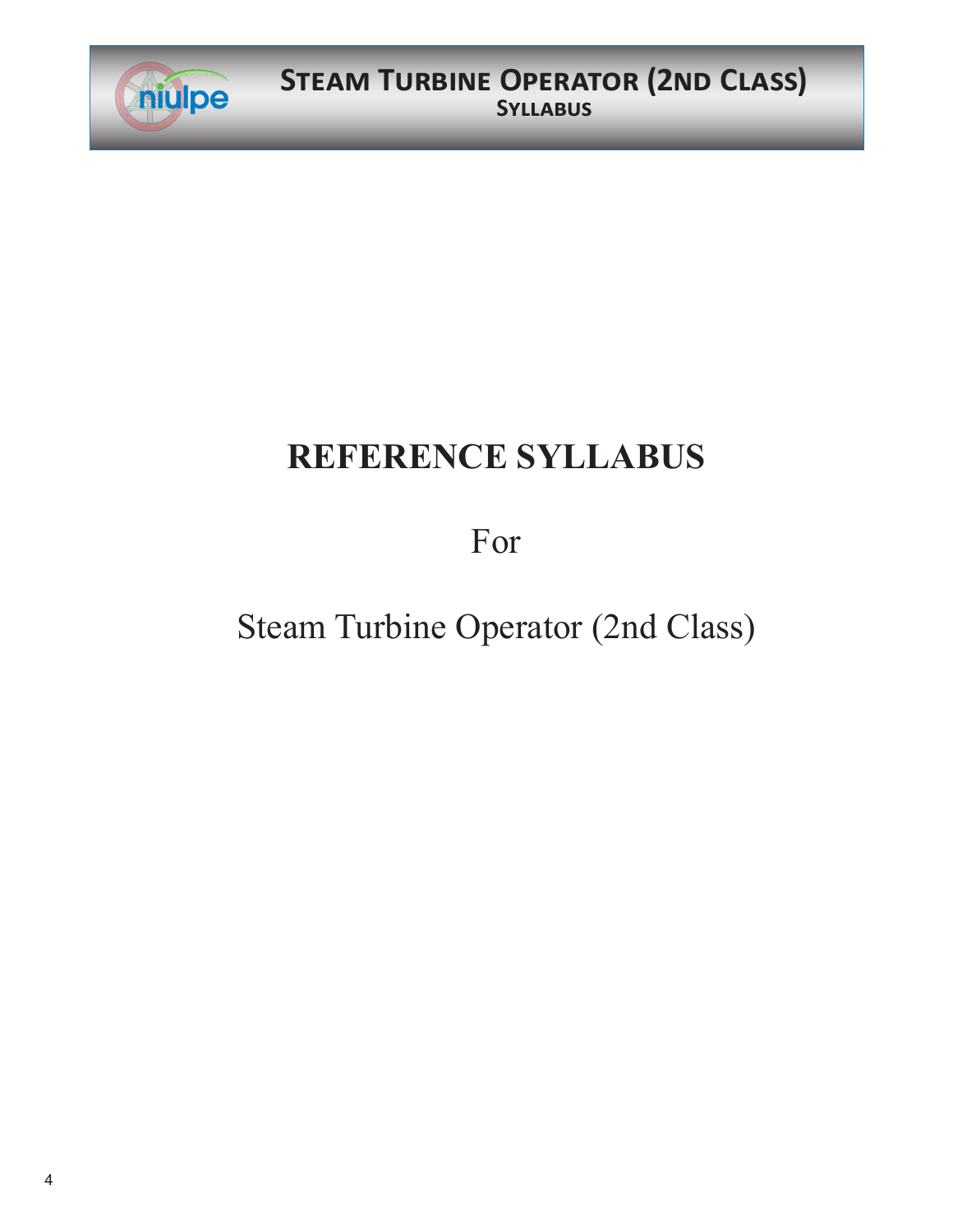# REFERENCE SYLLABUS

For

Steam Turbine Operator (2nd Class)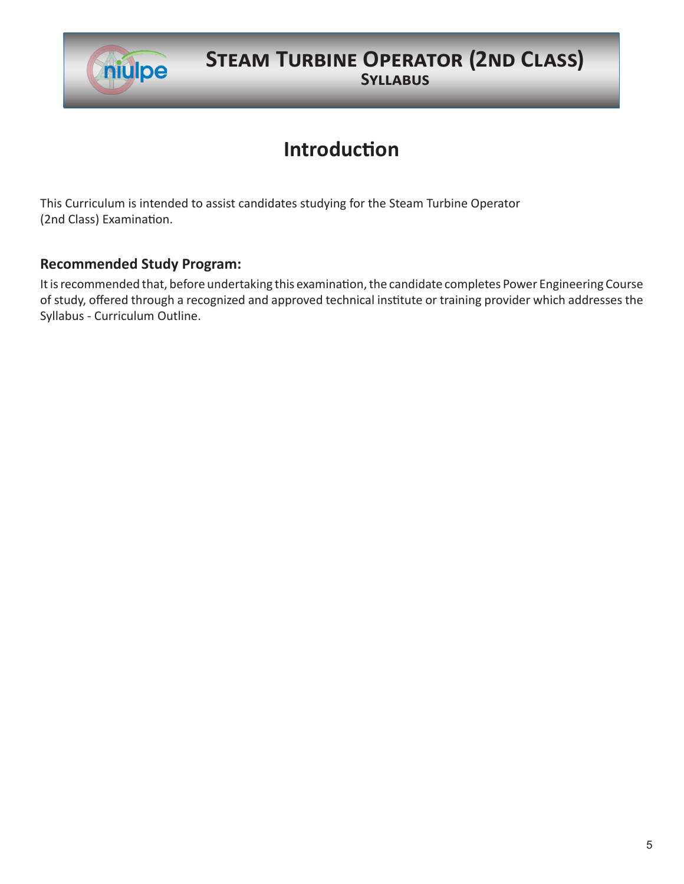# Introduction

This Curriculum is intended to assist candidates studying for the Steam Turbine Operator (2nd Class) Examination.

### Recommended Study Program:

It is recommended that, before undertaking this examination, the candidate completes Power Engineering Course of study, offered through a recognized and approved technical institute or training provider which addresses the Syllabus - Curriculum Outline.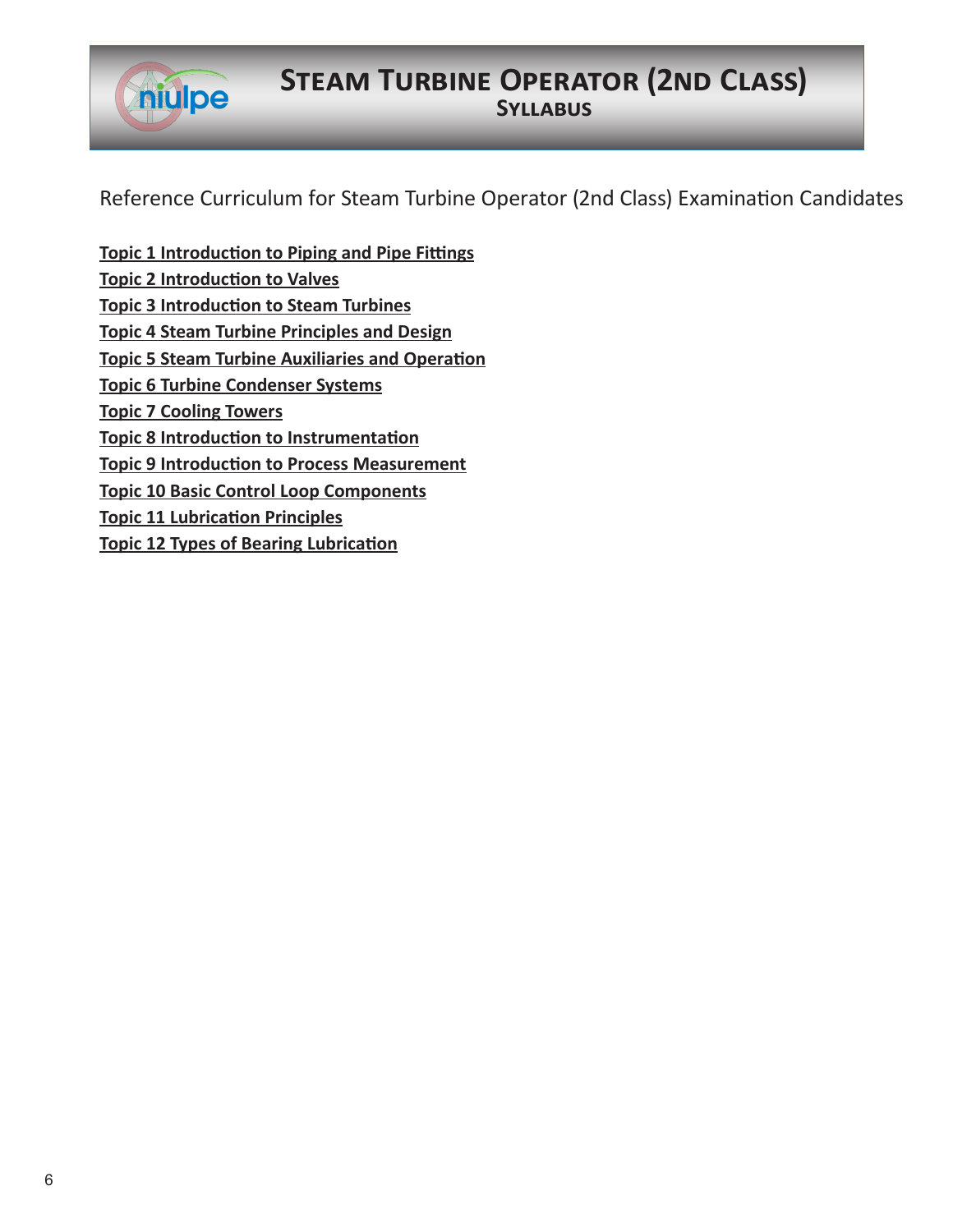# Steam Turbine Operator (2nd Class)

## Syllabus

Reference Curriculum for Steam Turbine Operator (2nd Class) Examination Candidates

**Topic 1 Introduction to Piping and Pipe Fittings**
**Topic 2 Introduction to Valves**
**Topic 3 Introduction to Steam Turbines**
**Topic 4 Steam Turbine Principles and Design**
**Topic 5 Steam Turbine Auxiliaries and Operation**
**Topic 6 Turbine Condenser Systems**
**Topic 7 Cooling Towers**
**Topic 8 Introduction to Instrumentation**
**Topic 9 Introduction to Process Measurement**
**Topic 10 Basic Control Loop Components**
**Topic 11 Lubrication Principles**
**Topic 12 Types of Bearing Lubrication**